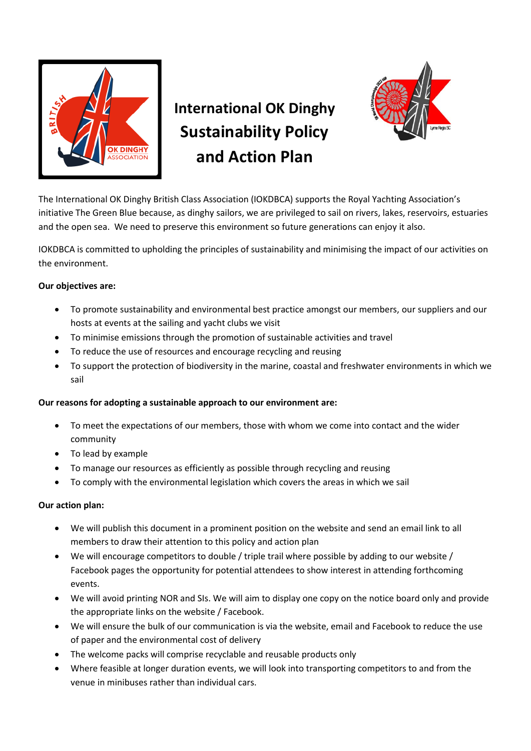# International OK Dinghy Sustainability Policy and Action Plan

The International OK Dinghy British Class Association (IOKDBCA) supports the Royal Yachting Association's initiative The Green Blue because, as dinghy sailors, we are privileged to sail on rivers, lakes, reservoirs, estuaries and the open sea. We need to preserve this environment so future generations can enjoy it also.

IOKDBCA is committed to upholding the principles of sustainability and minimising the impact of our activities on the environment.

**Our objectives are:**

- To promote sustainability and environmental best practice amongst our members, our suppliers and our hosts at events at the sailing and yacht clubs we visit
- To minimise emissions through the promotion of sustainable activities and travel
- To reduce the use of resources and encourage recycling and reusing
- To support the protection of biodiversity in the marine, coastal and freshwater environments in which we sail

**Our reasons for adopting a sustainable approach to our environment are:**

- To meet the expectations of our members, those with whom we come into contact and the wider community
- To lead by example
- To manage our resources as efficiently as possible through recycling and reusing
- To comply with the environmental legislation which covers the areas in which we sail

**Our action plan:**

- We will publish this document in a prominent position on the website and send an email link to all members to draw their attention to this policy and action plan
- We will encourage competitors to double / triple trail where possible by adding to our website / Facebook pages the opportunity for potential attendees to show interest in attending forthcoming events.
- We will avoid printing NOR and SIs. We will aim to display one copy on the notice board only and provide the appropriate links on the website / Facebook.
- We will ensure the bulk of our communication is via the website, email and Facebook to reduce the use of paper and the environmental cost of delivery
- The welcome packs will comprise recyclable and reusable products only
- Where feasible at longer duration events, we will look into transporting competitors to and from the venue in minibuses rather than individual cars.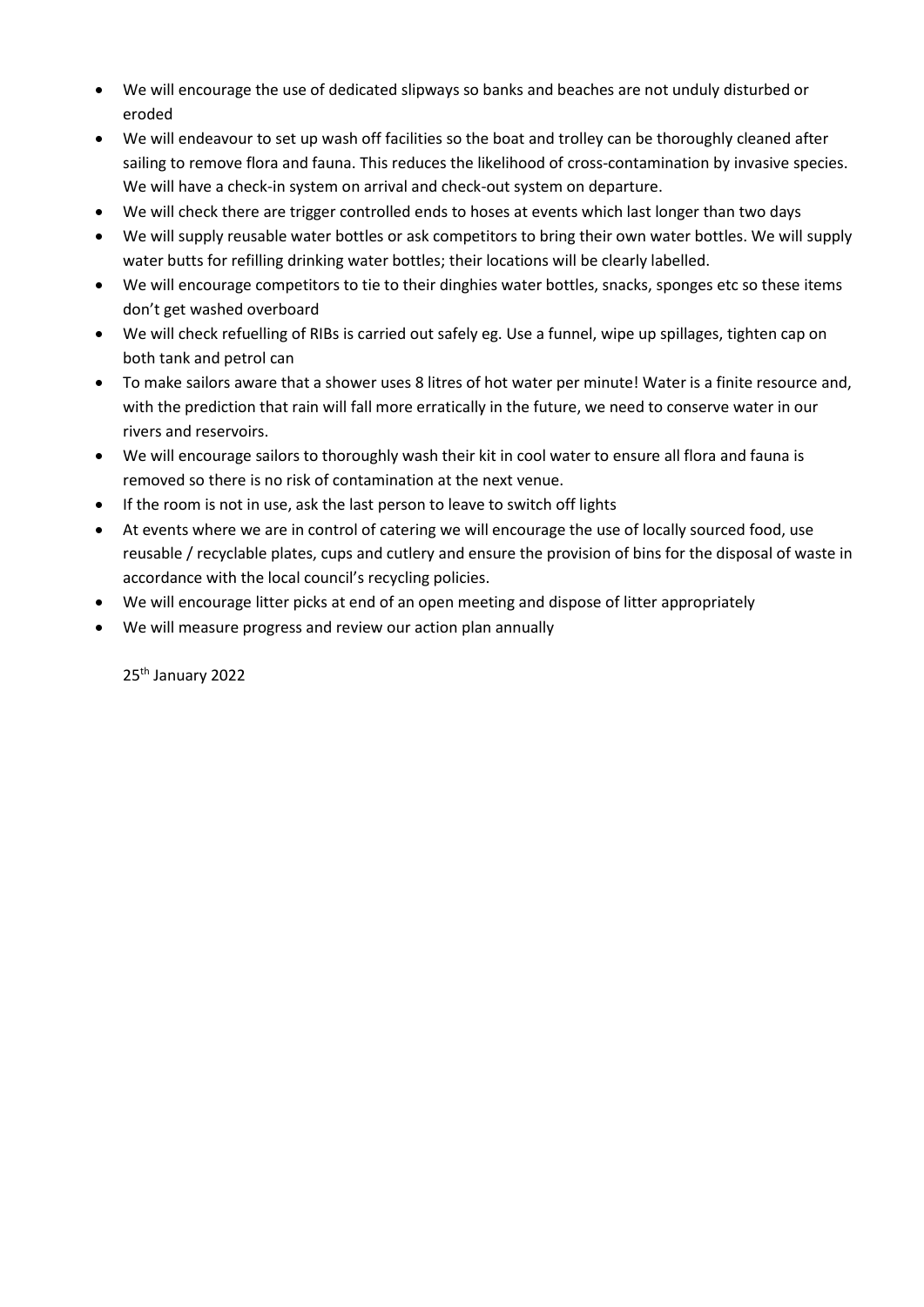- We will encourage the use of dedicated slipways so banks and beaches are not unduly disturbed or eroded
- We will endeavour to set up wash off facilities so the boat and trolley can be thoroughly cleaned after sailing to remove flora and fauna. This reduces the likelihood of cross-contamination by invasive species. We will have a check-in system on arrival and check-out system on departure.
- We will check there are trigger controlled ends to hoses at events which last longer than two days
- We will supply reusable water bottles or ask competitors to bring their own water bottles. We will supply water butts for refilling drinking water bottles; their locations will be clearly labelled.
- We will encourage competitors to tie to their dinghies water bottles, snacks, sponges etc so these items don't get washed overboard
- We will check refuelling of RIBs is carried out safely eg. Use a funnel, wipe up spillages, tighten cap on both tank and petrol can
- To make sailors aware that a shower uses 8 litres of hot water per minute! Water is a finite resource and, with the prediction that rain will fall more erratically in the future, we need to conserve water in our rivers and reservoirs.
- We will encourage sailors to thoroughly wash their kit in cool water to ensure all flora and fauna is removed so there is no risk of contamination at the next venue.
- If the room is not in use, ask the last person to leave to switch off lights
- At events where we are in control of catering we will encourage the use of locally sourced food, use reusable / recyclable plates, cups and cutlery and ensure the provision of bins for the disposal of waste in accordance with the local council's recycling policies.
- We will encourage litter picks at end of an open meeting and dispose of litter appropriately
- We will measure progress and review our action plan annually

25th January 2022